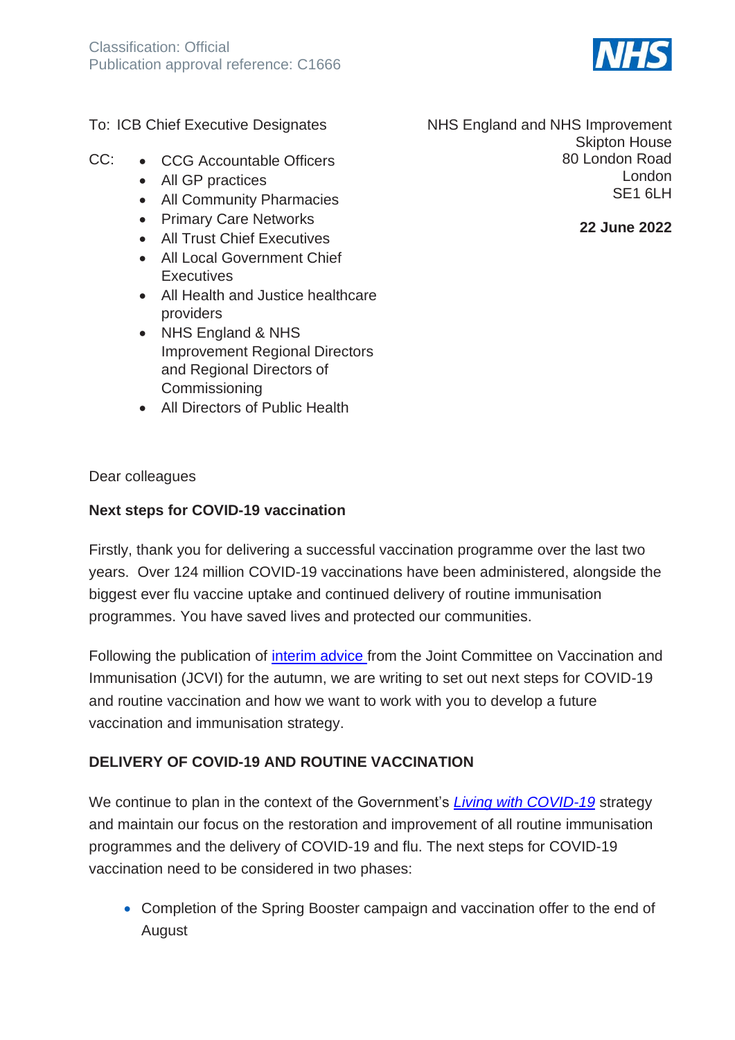Classification: Official
Publication approval reference: C1666

To: ICB Chief Executive Designates

CC:
- CCG Accountable Officers
- All GP practices
- All Community Pharmacies
- Primary Care Networks
- All Trust Chief Executives
- All Local Government Chief Executives
- All Health and Justice healthcare providers
- NHS England & NHS Improvement Regional Directors and Regional Directors of Commissioning
- All Directors of Public Health

NHS England and NHS Improvement
Skipton House
80 London Road
London
SE1 6LH

**22 June 2022**

Dear colleagues

**Next steps for COVID-19 vaccination**

Firstly, thank you for delivering a successful vaccination programme over the last two years. Over 124 million COVID-19 vaccinations have been administered, alongside the biggest ever flu vaccine uptake and continued delivery of routine immunisation programmes. You have saved lives and protected our communities.

Following the publication of interim advice from the Joint Committee on Vaccination and Immunisation (JCVI) for the autumn, we are writing to set out next steps for COVID-19 and routine vaccination and how we want to work with you to develop a future vaccination and immunisation strategy.

**DELIVERY OF COVID-19 AND ROUTINE VACCINATION**

We continue to plan in the context of the Government's *Living with COVID-19* strategy and maintain our focus on the restoration and improvement of all routine immunisation programmes and the delivery of COVID-19 and flu. The next steps for COVID-19 vaccination need to be considered in two phases:

- Completion of the Spring Booster campaign and vaccination offer to the end of August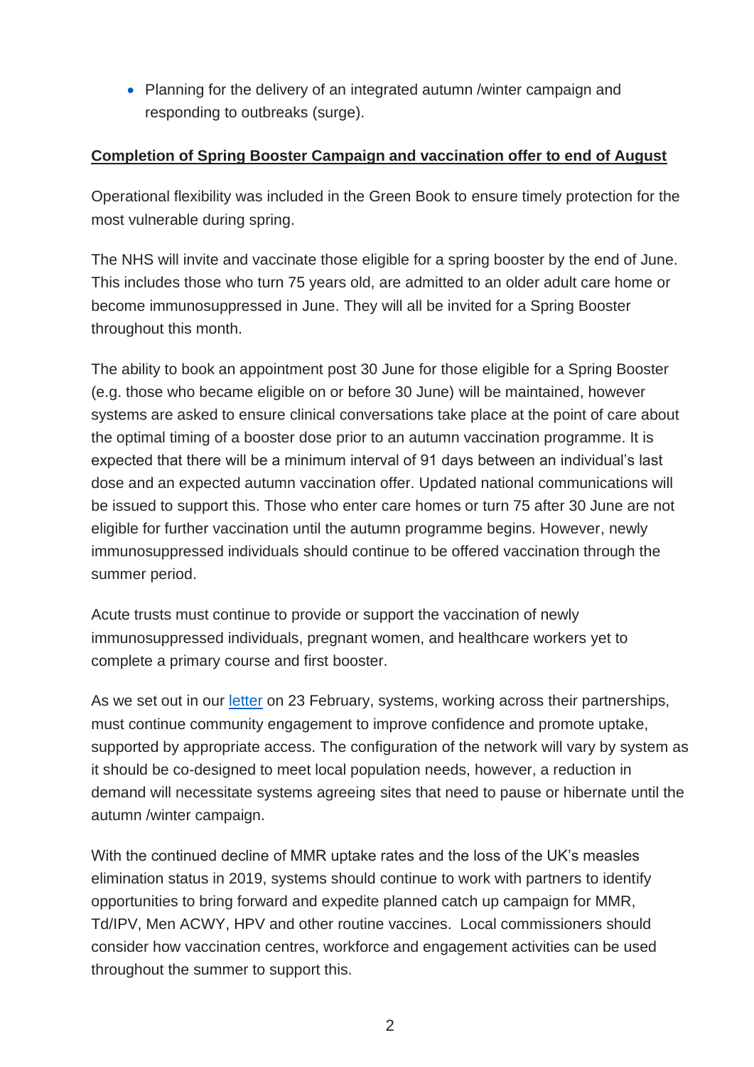- Planning for the delivery of an integrated autumn /winter campaign and responding to outbreaks (surge).

**Completion of Spring Booster Campaign and vaccination offer to end of August**

Operational flexibility was included in the Green Book to ensure timely protection for the most vulnerable during spring.

The NHS will invite and vaccinate those eligible for a spring booster by the end of June. This includes those who turn 75 years old, are admitted to an older adult care home or become immunosuppressed in June. They will all be invited for a Spring Booster throughout this month.

The ability to book an appointment post 30 June for those eligible for a Spring Booster (e.g. those who became eligible on or before 30 June) will be maintained, however systems are asked to ensure clinical conversations take place at the point of care about the optimal timing of a booster dose prior to an autumn vaccination programme. It is expected that there will be a minimum interval of 91 days between an individual's last dose and an expected autumn vaccination offer. Updated national communications will be issued to support this. Those who enter care homes or turn 75 after 30 June are not eligible for further vaccination until the autumn programme begins. However, newly immunosuppressed individuals should continue to be offered vaccination through the summer period.

Acute trusts must continue to provide or support the vaccination of newly immunosuppressed individuals, pregnant women, and healthcare workers yet to complete a primary course and first booster.

As we set out in our letter on 23 February, systems, working across their partnerships, must continue community engagement to improve confidence and promote uptake, supported by appropriate access. The configuration of the network will vary by system as it should be co-designed to meet local population needs, however, a reduction in demand will necessitate systems agreeing sites that need to pause or hibernate until the autumn /winter campaign.

With the continued decline of MMR uptake rates and the loss of the UK's measles elimination status in 2019, systems should continue to work with partners to identify opportunities to bring forward and expedite planned catch up campaign for MMR, Td/IPV, Men ACWY, HPV and other routine vaccines. Local commissioners should consider how vaccination centres, workforce and engagement activities can be used throughout the summer to support this.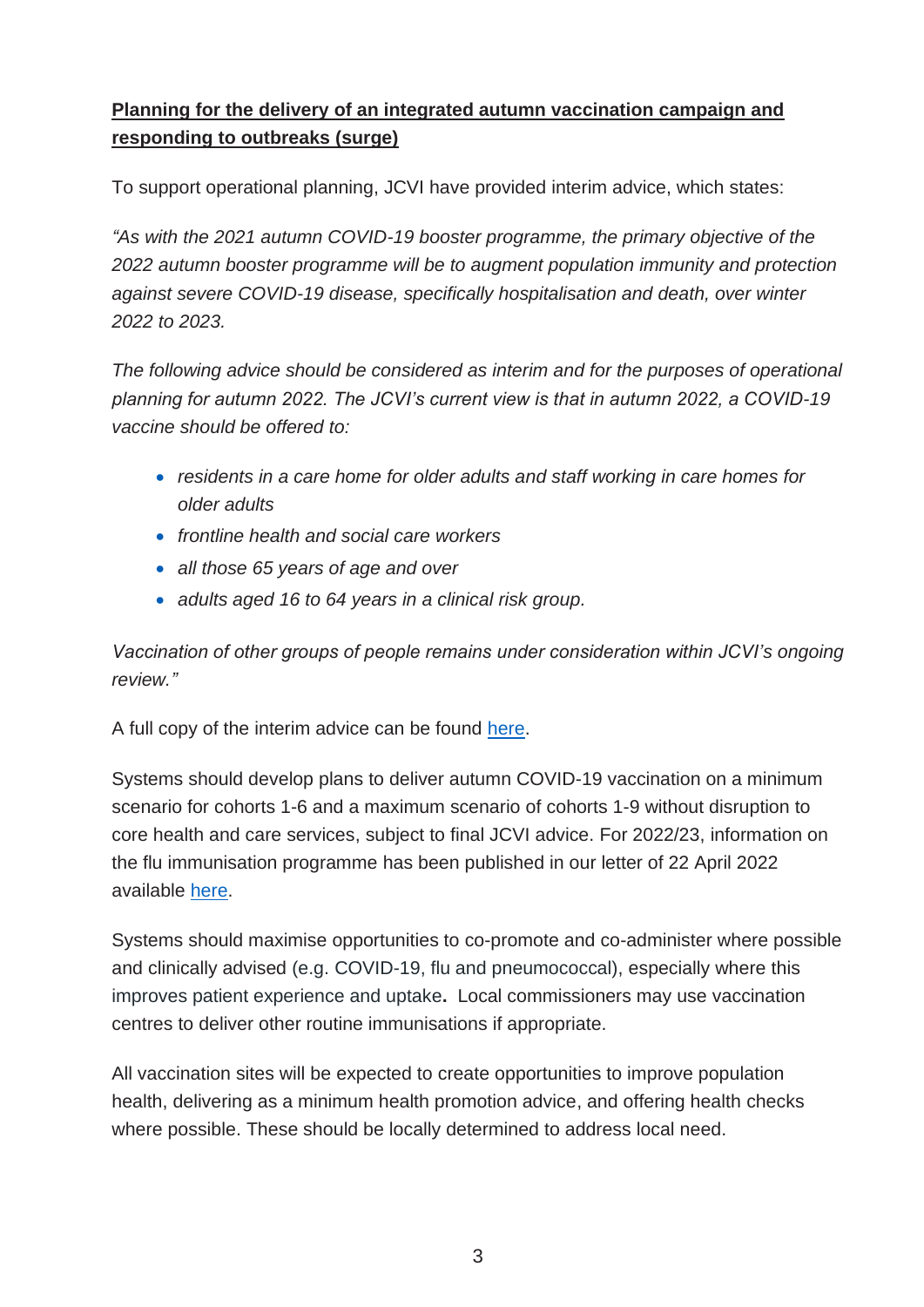**Planning for the delivery of an integrated autumn vaccination campaign and responding to outbreaks (surge)**

To support operational planning, JCVI have provided interim advice, which states:

*"As with the 2021 autumn COVID-19 booster programme, the primary objective of the 2022 autumn booster programme will be to augment population immunity and protection against severe COVID-19 disease, specifically hospitalisation and death, over winter 2022 to 2023.*

*The following advice should be considered as interim and for the purposes of operational planning for autumn 2022. The JCVI's current view is that in autumn 2022, a COVID-19 vaccine should be offered to:*

- *residents in a care home for older adults and staff working in care homes for older adults*
- *frontline health and social care workers*
- *all those 65 years of age and over*
- *adults aged 16 to 64 years in a clinical risk group.*

*Vaccination of other groups of people remains under consideration within JCVI's ongoing review."*

A full copy of the interim advice can be found here.

Systems should develop plans to deliver autumn COVID-19 vaccination on a minimum scenario for cohorts 1-6 and a maximum scenario of cohorts 1-9 without disruption to core health and care services, subject to final JCVI advice. For 2022/23, information on the flu immunisation programme has been published in our letter of 22 April 2022 available here.

Systems should maximise opportunities to co-promote and co-administer where possible and clinically advised (e.g. COVID-19, flu and pneumococcal), especially where this improves patient experience and uptake**.** Local commissioners may use vaccination centres to deliver other routine immunisations if appropriate.

All vaccination sites will be expected to create opportunities to improve population health, delivering as a minimum health promotion advice, and offering health checks where possible. These should be locally determined to address local need.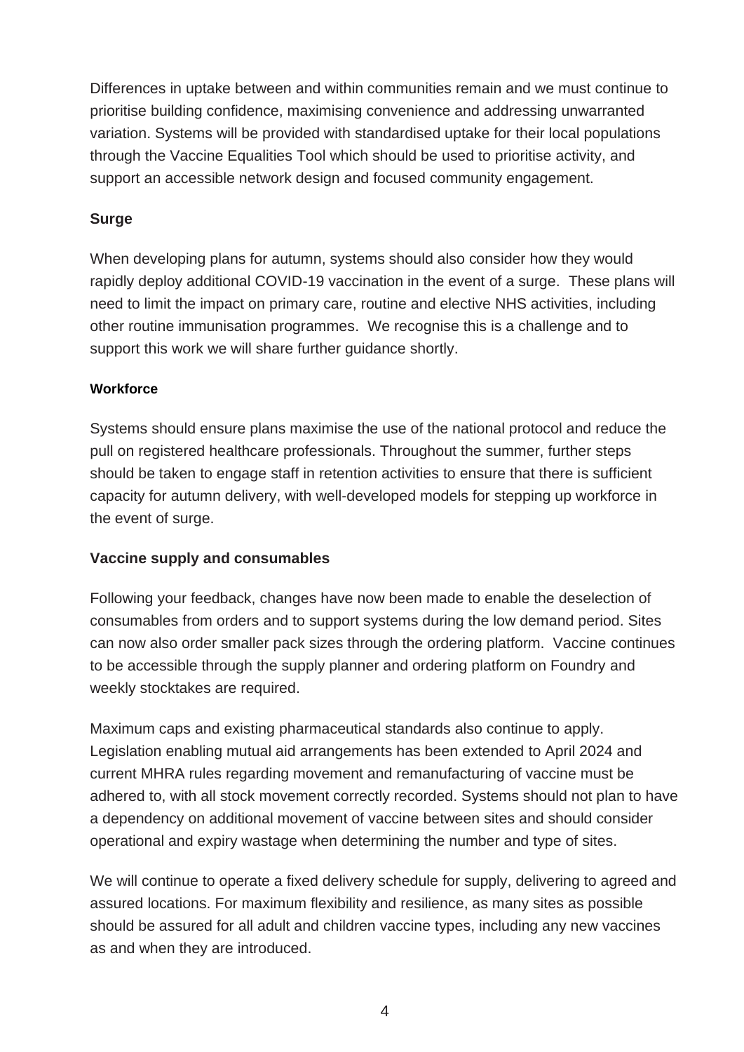Differences in uptake between and within communities remain and we must continue to prioritise building confidence, maximising convenience and addressing unwarranted variation. Systems will be provided with standardised uptake for their local populations through the Vaccine Equalities Tool which should be used to prioritise activity, and support an accessible network design and focused community engagement.

**Surge**

When developing plans for autumn, systems should also consider how they would rapidly deploy additional COVID-19 vaccination in the event of a surge. These plans will need to limit the impact on primary care, routine and elective NHS activities, including other routine immunisation programmes. We recognise this is a challenge and to support this work we will share further guidance shortly.

**Workforce**

Systems should ensure plans maximise the use of the national protocol and reduce the pull on registered healthcare professionals. Throughout the summer, further steps should be taken to engage staff in retention activities to ensure that there is sufficient capacity for autumn delivery, with well-developed models for stepping up workforce in the event of surge.

**Vaccine supply and consumables**

Following your feedback, changes have now been made to enable the deselection of consumables from orders and to support systems during the low demand period. Sites can now also order smaller pack sizes through the ordering platform. Vaccine continues to be accessible through the supply planner and ordering platform on Foundry and weekly stocktakes are required.

Maximum caps and existing pharmaceutical standards also continue to apply. Legislation enabling mutual aid arrangements has been extended to April 2024 and current MHRA rules regarding movement and remanufacturing of vaccine must be adhered to, with all stock movement correctly recorded. Systems should not plan to have a dependency on additional movement of vaccine between sites and should consider operational and expiry wastage when determining the number and type of sites.

We will continue to operate a fixed delivery schedule for supply, delivering to agreed and assured locations. For maximum flexibility and resilience, as many sites as possible should be assured for all adult and children vaccine types, including any new vaccines as and when they are introduced.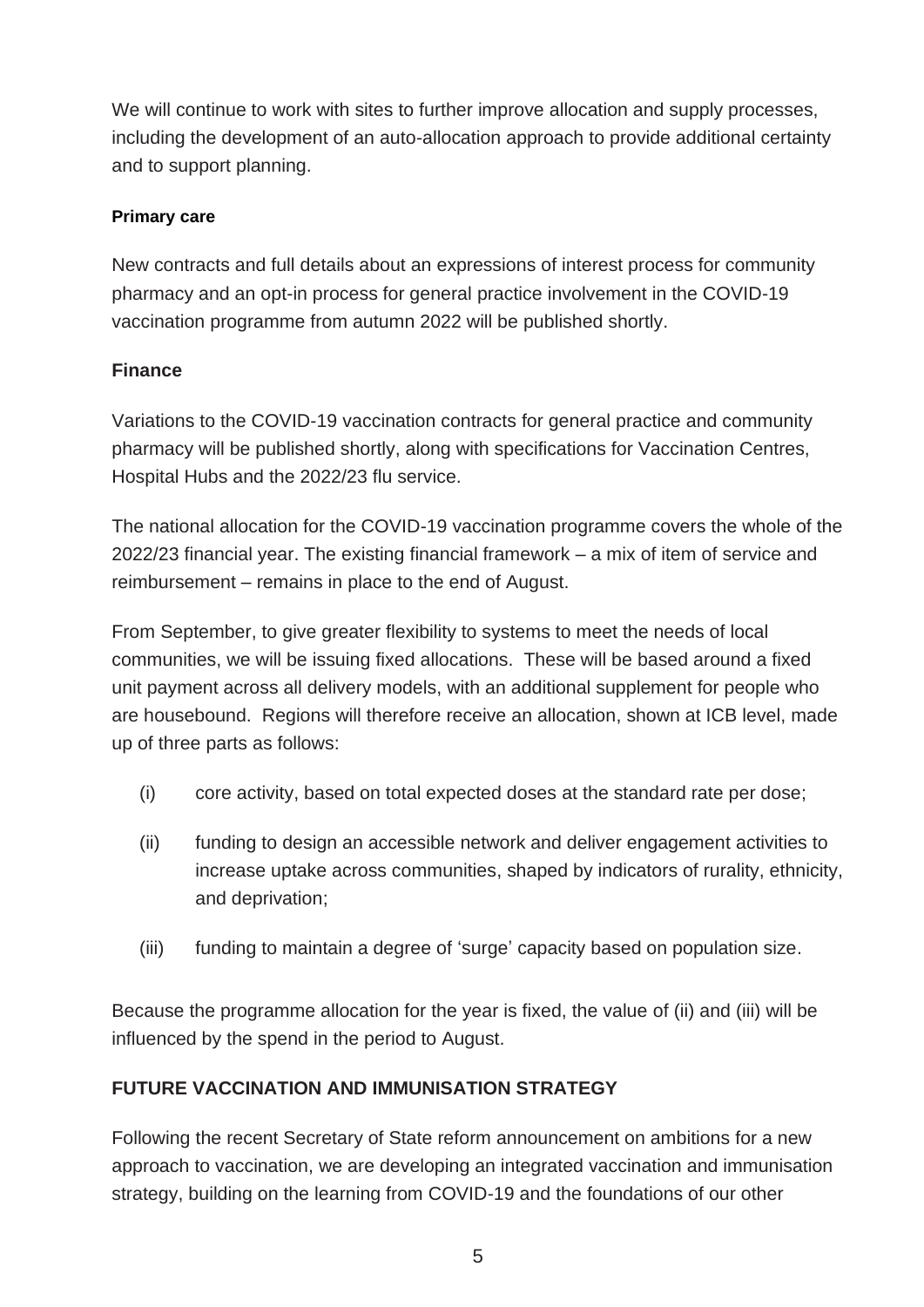We will continue to work with sites to further improve allocation and supply processes, including the development of an auto-allocation approach to provide additional certainty and to support planning.

#### Primary care

New contracts and full details about an expressions of interest process for community pharmacy and an opt-in process for general practice involvement in the COVID-19 vaccination programme from autumn 2022 will be published shortly.

### Finance

Variations to the COVID-19 vaccination contracts for general practice and community pharmacy will be published shortly, along with specifications for Vaccination Centres, Hospital Hubs and the 2022/23 flu service.

The national allocation for the COVID-19 vaccination programme covers the whole of the 2022/23 financial year. The existing financial framework – a mix of item of service and reimbursement – remains in place to the end of August.

From September, to give greater flexibility to systems to meet the needs of local communities, we will be issuing fixed allocations. These will be based around a fixed unit payment across all delivery models, with an additional supplement for people who are housebound. Regions will therefore receive an allocation, shown at ICB level, made up of three parts as follows:

(i) core activity, based on total expected doses at the standard rate per dose;

(ii) funding to design an accessible network and deliver engagement activities to increase uptake across communities, shaped by indicators of rurality, ethnicity, and deprivation;

(iii) funding to maintain a degree of 'surge' capacity based on population size.

Because the programme allocation for the year is fixed, the value of (ii) and (iii) will be influenced by the spend in the period to August.

## FUTURE VACCINATION AND IMMUNISATION STRATEGY

Following the recent Secretary of State reform announcement on ambitions for a new approach to vaccination, we are developing an integrated vaccination and immunisation strategy, building on the learning from COVID-19 and the foundations of our other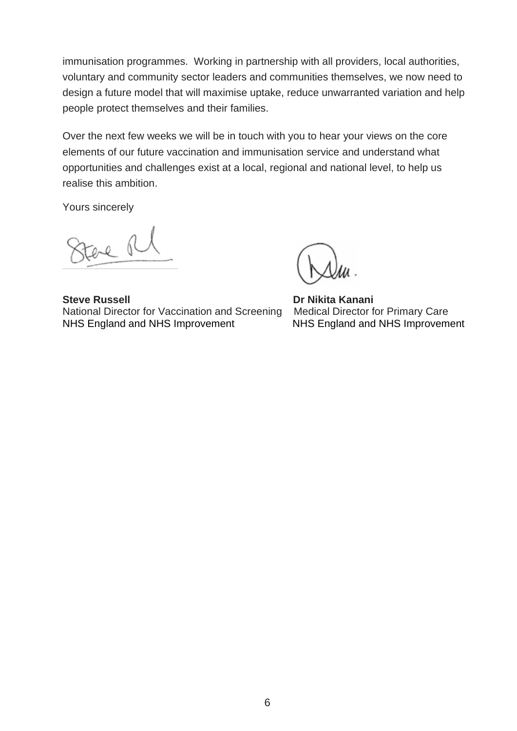immunisation programmes. Working in partnership with all providers, local authorities, voluntary and community sector leaders and communities themselves, we now need to design a future model that will maximise uptake, reduce unwarranted variation and help people protect themselves and their families.

Over the next few weeks we will be in touch with you to hear your views on the core elements of our future vaccination and immunisation service and understand what opportunities and challenges exist at a local, regional and national level, to help us realise this ambition.

Yours sincerely

**Steve Russell**
National Director for Vaccination and Screening
NHS England and NHS Improvement

**Dr Nikita Kanani**
Medical Director for Primary Care
NHS England and NHS Improvement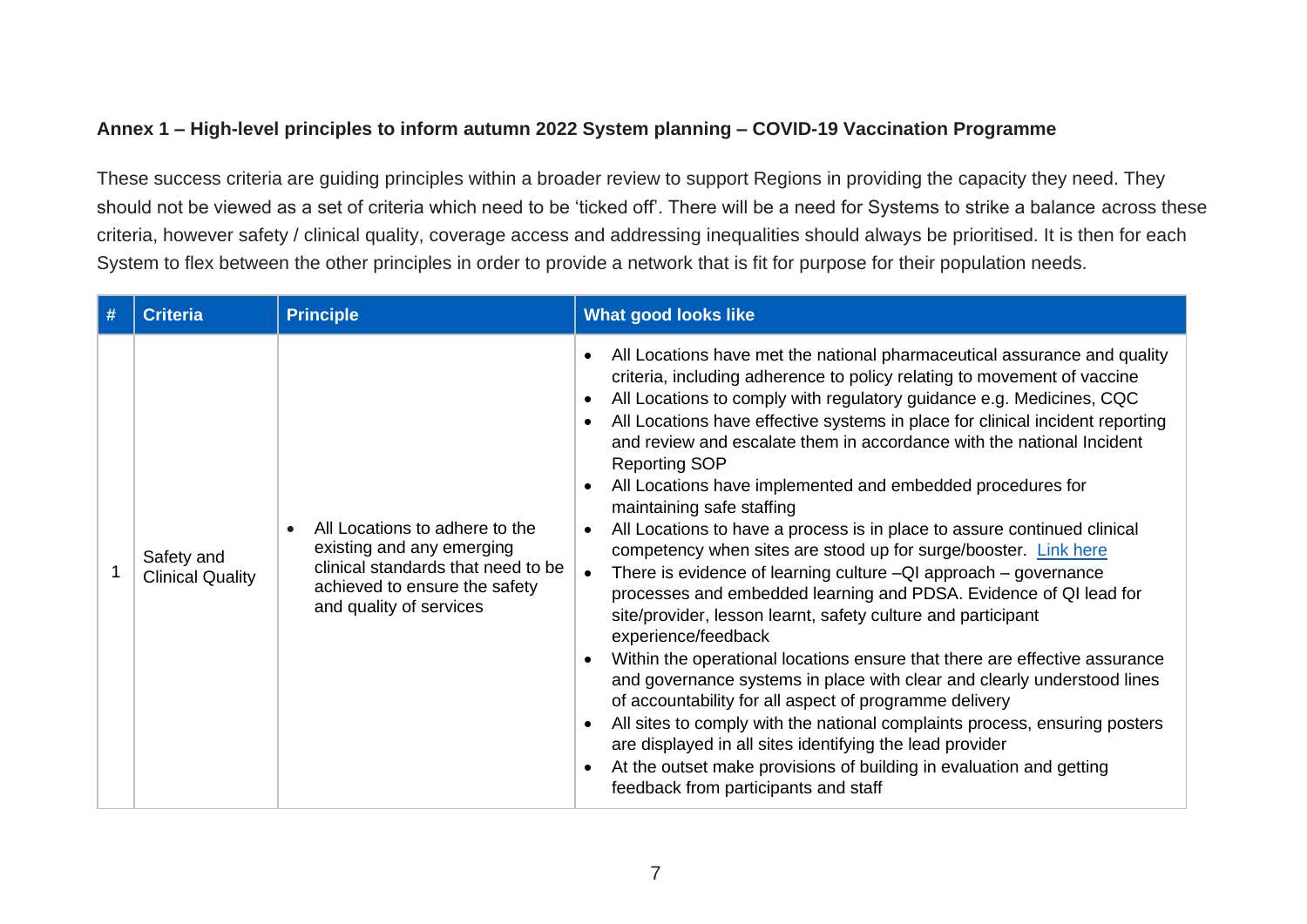**Annex 1 – High-level principles to inform autumn 2022 System planning – COVID-19 Vaccination Programme**

These success criteria are guiding principles within a broader review to support Regions in providing the capacity they need. They should not be viewed as a set of criteria which need to be 'ticked off'. There will be a need for Systems to strike a balance across these criteria, however safety / clinical quality, coverage access and addressing inequalities should always be prioritised. It is then for each System to flex between the other principles in order to provide a network that is fit for purpose for their population needs.

| # | Criteria | Principle | What good looks like |
|---|---|---|---|
| 1 | Safety and Clinical Quality | • All Locations to adhere to the existing and any emerging clinical standards that need to be achieved to ensure the safety and quality of services | • All Locations have met the national pharmaceutical assurance and quality criteria, including adherence to policy relating to movement of vaccine<br>• All Locations to comply with regulatory guidance e.g. Medicines, CQC<br>• All Locations have effective systems in place for clinical incident reporting and review and escalate them in accordance with the national Incident Reporting SOP<br>• All Locations have implemented and embedded procedures for maintaining safe staffing<br>• All Locations to have a process is in place to assure continued clinical competency when sites are stood up for surge/booster. Link here<br>• There is evidence of learning culture –QI approach – governance processes and embedded learning and PDSA. Evidence of QI lead for site/provider, lesson learnt, safety culture and participant experience/feedback<br>• Within the operational locations ensure that there are effective assurance and governance systems in place with clear and clearly understood lines of accountability for all aspect of programme delivery<br>• All sites to comply with the national complaints process, ensuring posters are displayed in all sites identifying the lead provider<br>• At the outset make provisions of building in evaluation and getting feedback from participants and staff |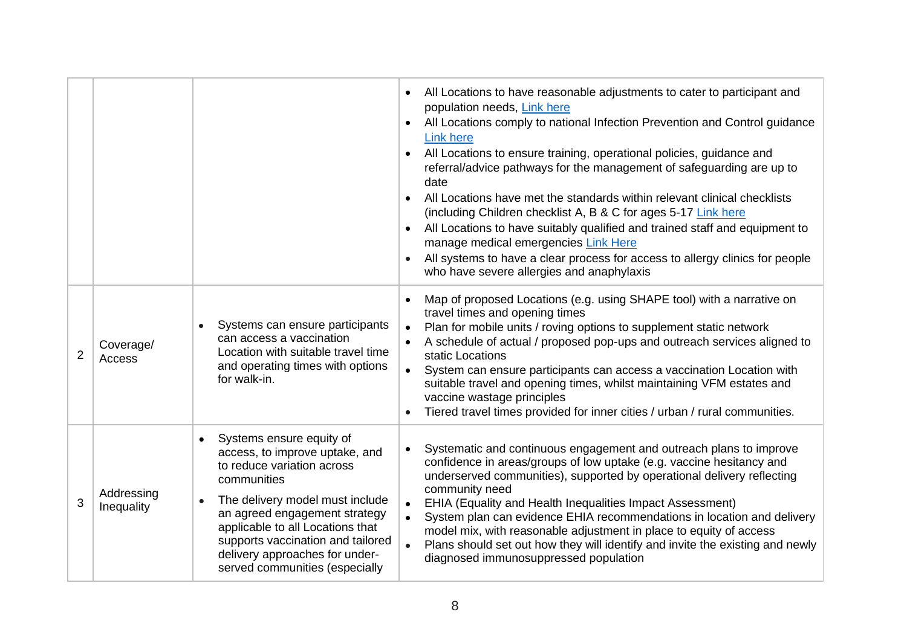| | | | |
|---|---|---|---|
| | | | • All Locations to have reasonable adjustments to cater to participant and population needs, Link here<br>• All Locations comply to national Infection Prevention and Control guidance Link here<br>• All Locations to ensure training, operational policies, guidance and referral/advice pathways for the management of safeguarding are up to date<br>• All Locations have met the standards within relevant clinical checklists (including Children checklist A, B & C for ages 5-17 Link here<br>• All Locations to have suitably qualified and trained staff and equipment to manage medical emergencies Link Here<br>• All systems to have a clear process for access to allergy clinics for people who have severe allergies and anaphylaxis |
| 2 | Coverage/ Access | • Systems can ensure participants can access a vaccination Location with suitable travel time and operating times with options for walk-in. | • Map of proposed Locations (e.g. using SHAPE tool) with a narrative on travel times and opening times<br>• Plan for mobile units / roving options to supplement static network<br>• A schedule of actual / proposed pop-ups and outreach services aligned to static Locations<br>• System can ensure participants can access a vaccination Location with suitable travel and opening times, whilst maintaining VFM estates and vaccine wastage principles<br>• Tiered travel times provided for inner cities / urban / rural communities. |
| 3 | Addressing Inequality | • Systems ensure equity of access, to improve uptake, and to reduce variation across communities<br>• The delivery model must include an agreed engagement strategy applicable to all Locations that supports vaccination and tailored delivery approaches for under-served communities (especially | • Systematic and continuous engagement and outreach plans to improve confidence in areas/groups of low uptake (e.g. vaccine hesitancy and underserved communities), supported by operational delivery reflecting community need<br>• EHIA (Equality and Health Inequalities Impact Assessment)<br>• System plan can evidence EHIA recommendations in location and delivery model mix, with reasonable adjustment in place to equity of access<br>• Plans should set out how they will identify and invite the existing and newly diagnosed immunosuppressed population |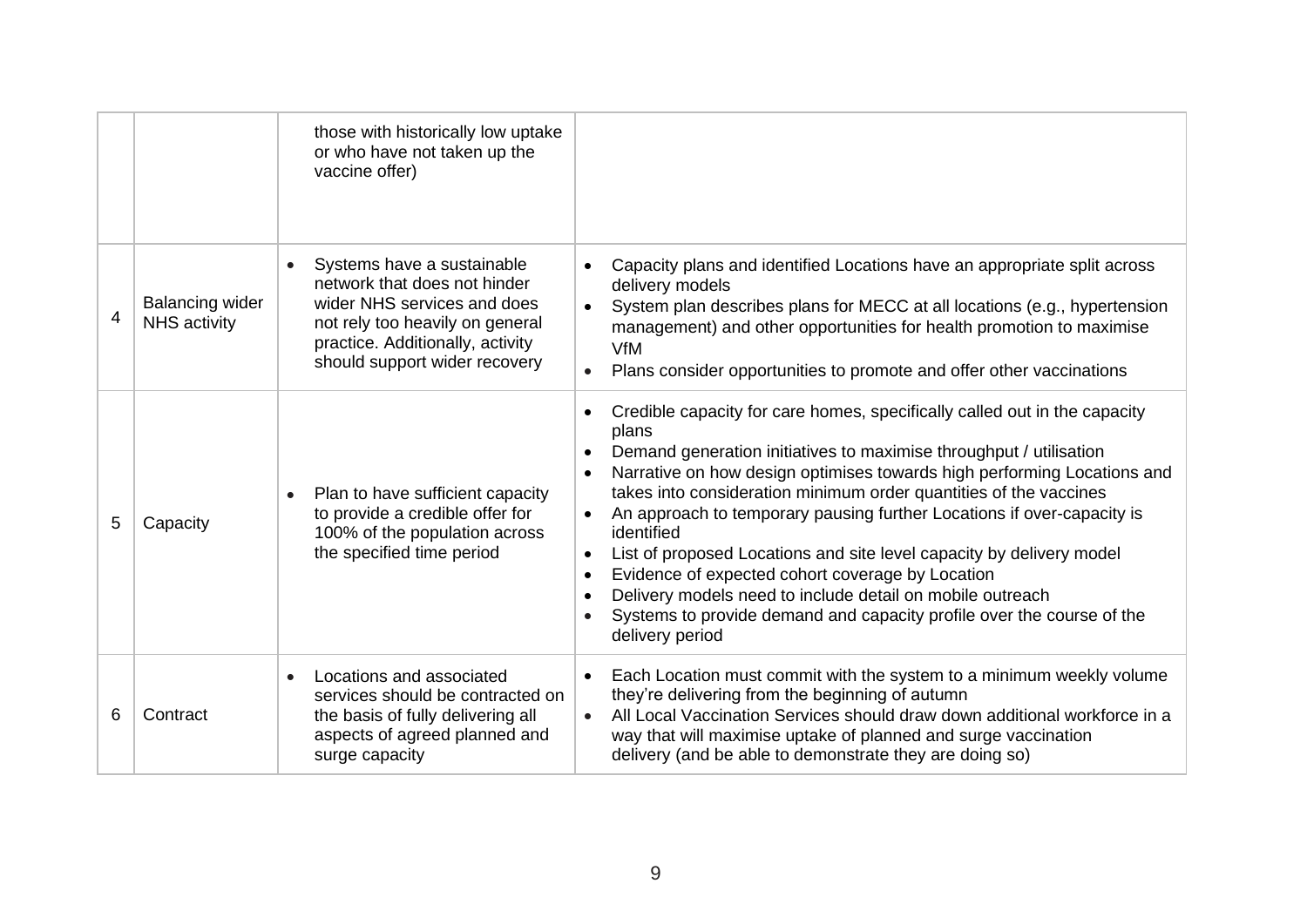| | | | |
|---|---|---|---|
| | | those with historically low uptake or who have not taken up the vaccine offer) | |
| 4 | Balancing wider NHS activity | • Systems have a sustainable network that does not hinder wider NHS services and does not rely too heavily on general practice. Additionally, activity should support wider recovery | • Capacity plans and identified Locations have an appropriate split across delivery models<br>• System plan describes plans for MECC at all locations (e.g., hypertension management) and other opportunities for health promotion to maximise VfM<br>• Plans consider opportunities to promote and offer other vaccinations |
| 5 | Capacity | • Plan to have sufficient capacity to provide a credible offer for 100% of the population across the specified time period | • Credible capacity for care homes, specifically called out in the capacity plans<br>• Demand generation initiatives to maximise throughput / utilisation<br>• Narrative on how design optimises towards high performing Locations and takes into consideration minimum order quantities of the vaccines<br>• An approach to temporary pausing further Locations if over-capacity is identified<br>• List of proposed Locations and site level capacity by delivery model<br>• Evidence of expected cohort coverage by Location<br>• Delivery models need to include detail on mobile outreach<br>• Systems to provide demand and capacity profile over the course of the delivery period |
| 6 | Contract | • Locations and associated services should be contracted on the basis of fully delivering all aspects of agreed planned and surge capacity | • Each Location must commit with the system to a minimum weekly volume they're delivering from the beginning of autumn<br>• All Local Vaccination Services should draw down additional workforce in a way that will maximise uptake of planned and surge vaccination delivery (and be able to demonstrate they are doing so) |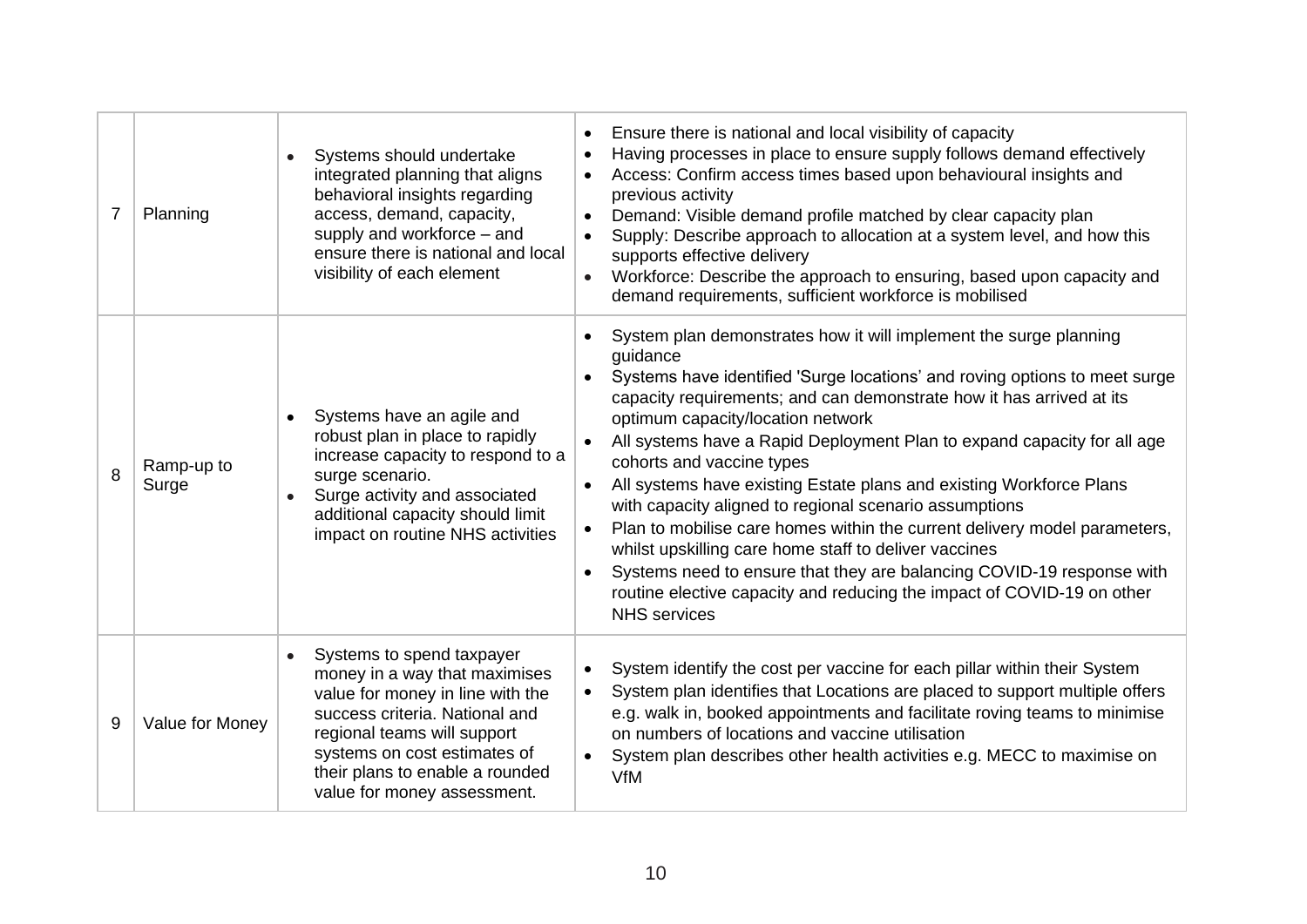| | | | |
|---|---|---|---|
| 7 | Planning | • Systems should undertake integrated planning that aligns behavioral insights regarding access, demand, capacity, supply and workforce – and ensure there is national and local visibility of each element | • Ensure there is national and local visibility of capacity<br>• Having processes in place to ensure supply follows demand effectively<br>• Access: Confirm access times based upon behavioural insights and previous activity<br>• Demand: Visible demand profile matched by clear capacity plan<br>• Supply: Describe approach to allocation at a system level, and how this supports effective delivery<br>• Workforce: Describe the approach to ensuring, based upon capacity and demand requirements, sufficient workforce is mobilised |
| 8 | Ramp-up to Surge | • Systems have an agile and robust plan in place to rapidly increase capacity to respond to a surge scenario.<br>• Surge activity and associated additional capacity should limit impact on routine NHS activities | • System plan demonstrates how it will implement the surge planning guidance<br>• Systems have identified 'Surge locations' and roving options to meet surge capacity requirements; and can demonstrate how it has arrived at its optimum capacity/location network<br>• All systems have a Rapid Deployment Plan to expand capacity for all age cohorts and vaccine types<br>• All systems have existing Estate plans and existing Workforce Plans with capacity aligned to regional scenario assumptions<br>• Plan to mobilise care homes within the current delivery model parameters, whilst upskilling care home staff to deliver vaccines<br>• Systems need to ensure that they are balancing COVID-19 response with routine elective capacity and reducing the impact of COVID-19 on other NHS services |
| 9 | Value for Money | • Systems to spend taxpayer money in a way that maximises value for money in line with the success criteria. National and regional teams will support systems on cost estimates of their plans to enable a rounded value for money assessment. | • System identify the cost per vaccine for each pillar within their System<br>• System plan identifies that Locations are placed to support multiple offers e.g. walk in, booked appointments and facilitate roving teams to minimise on numbers of locations and vaccine utilisation<br>• System plan describes other health activities e.g. MECC to maximise on VfM |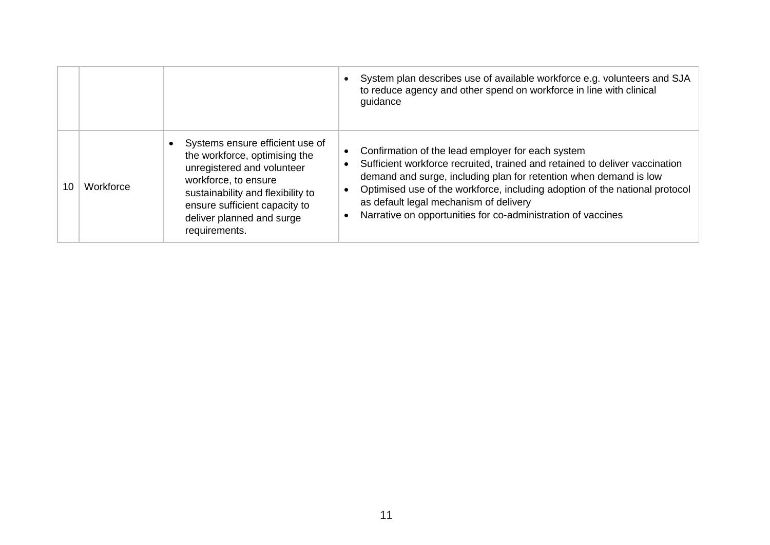| | | | |
|---|---|---|---|
| | | | • System plan describes use of available workforce e.g. volunteers and SJA to reduce agency and other spend on workforce in line with clinical guidance |
| 10 | Workforce | • Systems ensure efficient use of the workforce, optimising the unregistered and volunteer workforce, to ensure sustainability and flexibility to ensure sufficient capacity to deliver planned and surge requirements. | • Confirmation of the lead employer for each system<br>• Sufficient workforce recruited, trained and retained to deliver vaccination demand and surge, including plan for retention when demand is low<br>• Optimised use of the workforce, including adoption of the national protocol as default legal mechanism of delivery<br>• Narrative on opportunities for co-administration of vaccines |